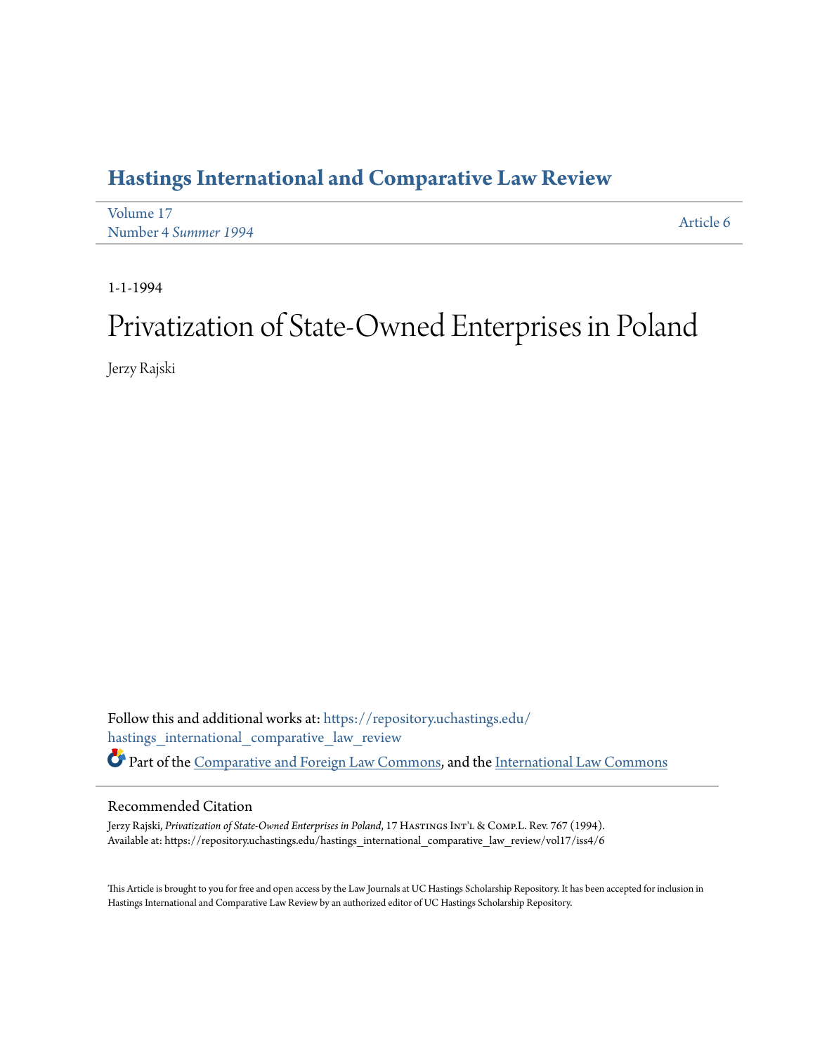# Hastings International and Comparative Law Review

Volume 17
Number 4 *Summer 1994*

Article 6

1-1-1994

# Privatization of State-Owned Enterprises in Poland

Jerzy Rajski

Follow this and additional works at: https://repository.uchastings.edu/hastings_international_comparative_law_review

Part of the Comparative and Foreign Law Commons, and the International Law Commons

## Recommended Citation

Jerzy Rajski, *Privatization of State-Owned Enterprises in Poland*, 17 Hastings Int'l & Comp.L. Rev. 767 (1994).
Available at: https://repository.uchastings.edu/hastings_international_comparative_law_review/vol17/iss4/6

This Article is brought to you for free and open access by the Law Journals at UC Hastings Scholarship Repository. It has been accepted for inclusion in Hastings International and Comparative Law Review by an authorized editor of UC Hastings Scholarship Repository.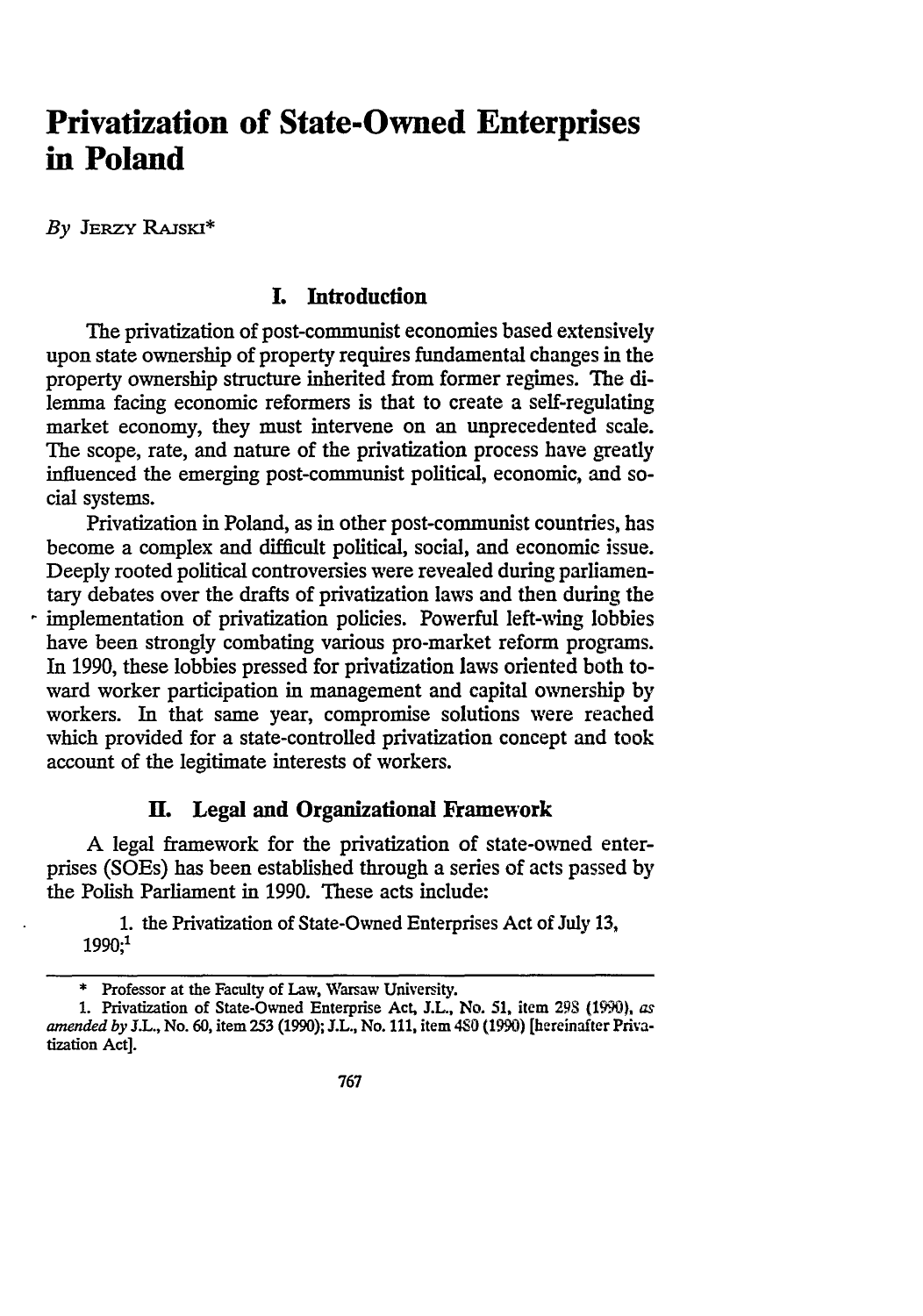# Privatization of State-Owned Enterprises in Poland

*By* JERZY RAJSKI*

## I. Introduction

The privatization of post-communist economies based extensively upon state ownership of property requires fundamental changes in the property ownership structure inherited from former regimes. The dilemma facing economic reformers is that to create a self-regulating market economy, they must intervene on an unprecedented scale. The scope, rate, and nature of the privatization process have greatly influenced the emerging post-communist political, economic, and social systems.

Privatization in Poland, as in other post-communist countries, has become a complex and difficult political, social, and economic issue. Deeply rooted political controversies were revealed during parliamentary debates over the drafts of privatization laws and then during the implementation of privatization policies. Powerful left-wing lobbies have been strongly combating various pro-market reform programs. In 1990, these lobbies pressed for privatization laws oriented both toward worker participation in management and capital ownership by workers. In that same year, compromise solutions were reached which provided for a state-controlled privatization concept and took account of the legitimate interests of workers.

## II. Legal and Organizational Framework

A legal framework for the privatization of state-owned enterprises (SOEs) has been established through a series of acts passed by the Polish Parliament in 1990. These acts include:

1. the Privatization of State-Owned Enterprises Act of July 13, 1990;[1]

---

\* Professor at the Faculty of Law, Warsaw University.

1. Privatization of State-Owned Enterprise Act, J.L., No. 51, item 298 (1990), *as amended by* J.L., No. 60, item 253 (1990); J.L., No. 111, item 480 (1990) [hereinafter Privatization Act].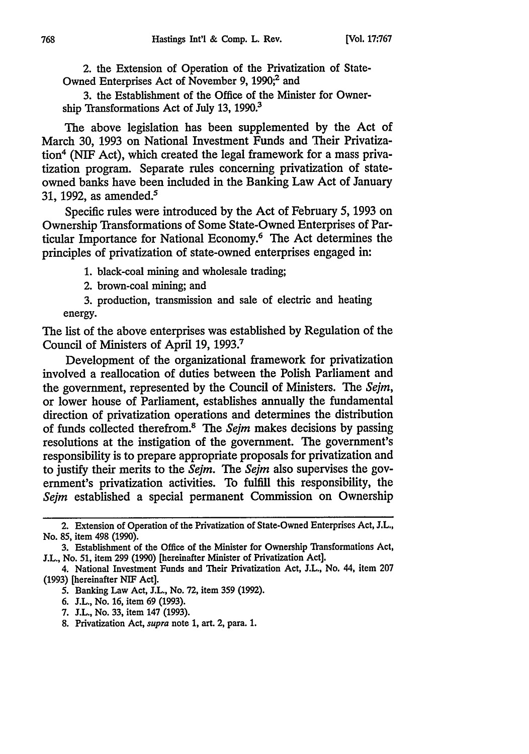2. the Extension of Operation of the Privatization of State-Owned Enterprises Act of November 9, 1990;[2] and

3. the Establishment of the Office of the Minister for Ownership Transformations Act of July 13, 1990.[3]

The above legislation has been supplemented by the Act of March 30, 1993 on National Investment Funds and Their Privatization[4] (NIF Act), which created the legal framework for a mass privatization program. Separate rules concerning privatization of state-owned banks have been included in the Banking Law Act of January 31, 1992, as amended.[5]

Specific rules were introduced by the Act of February 5, 1993 on Ownership Transformations of Some State-Owned Enterprises of Particular Importance for National Economy.[6] The Act determines the principles of privatization of state-owned enterprises engaged in:

1. black-coal mining and wholesale trading;
2. brown-coal mining; and
3. production, transmission and sale of electric and heating energy.

The list of the above enterprises was established by Regulation of the Council of Ministers of April 19, 1993.[7]

Development of the organizational framework for privatization involved a reallocation of duties between the Polish Parliament and the government, represented by the Council of Ministers. The *Sejm*, or lower house of Parliament, establishes annually the fundamental direction of privatization operations and determines the distribution of funds collected therefrom.[8] The *Sejm* makes decisions by passing resolutions at the instigation of the government. The government's responsibility is to prepare appropriate proposals for privatization and to justify their merits to the *Sejm*. The *Sejm* also supervises the government's privatization activities. To fulfill this responsibility, the *Sejm* established a special permanent Commission on Ownership

---

2. Extension of Operation of the Privatization of State-Owned Enterprises Act, J.L., No. 85, item 498 (1990).

3. Establishment of the Office of the Minister for Ownership Transformations Act, J.L., No. 51, item 299 (1990) [hereinafter Minister of Privatization Act].

4. National Investment Funds and Their Privatization Act, J.L., No. 44, item 207 (1993) [hereinafter NIF Act].

5. Banking Law Act, J.L., No. 72, item 359 (1992).

6. J.L., No. 16, item 69 (1993).

7. J.L., No. 33, item 147 (1993).

8. Privatization Act, *supra* note 1, art. 2, para. 1.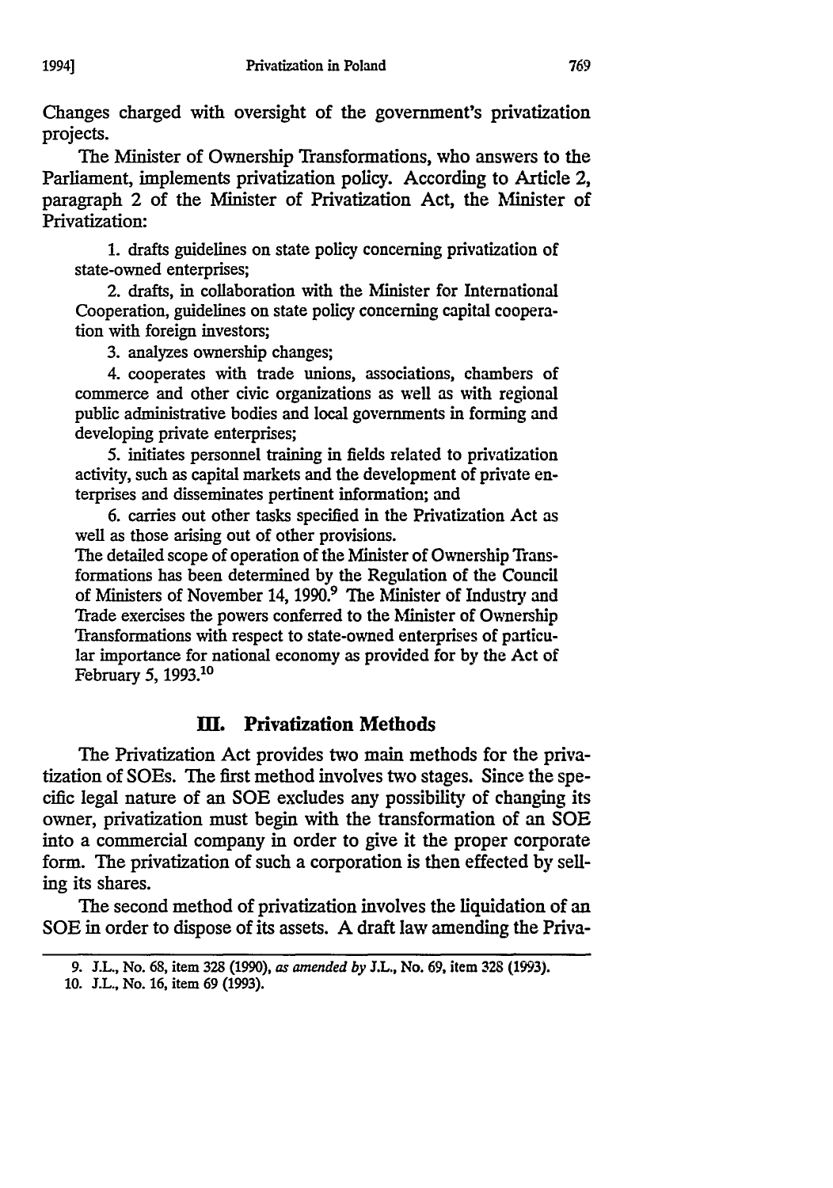Changes charged with oversight of the government's privatization projects.

The Minister of Ownership Transformations, who answers to the Parliament, implements privatization policy. According to Article 2, paragraph 2 of the Minister of Privatization Act, the Minister of Privatization:

> 1. drafts guidelines on state policy concerning privatization of state-owned enterprises;
>
> 2. drafts, in collaboration with the Minister for International Cooperation, guidelines on state policy concerning capital cooperation with foreign investors;
>
> 3. analyzes ownership changes;
>
> 4. cooperates with trade unions, associations, chambers of commerce and other civic organizations as well as with regional public administrative bodies and local governments in forming and developing private enterprises;
>
> 5. initiates personnel training in fields related to privatization activity, such as capital markets and the development of private enterprises and disseminates pertinent information; and
>
> 6. carries out other tasks specified in the Privatization Act as well as those arising out of other provisions.

The detailed scope of operation of the Minister of Ownership Transformations has been determined by the Regulation of the Council of Ministers of November 14, 1990.[9] The Minister of Industry and Trade exercises the powers conferred to the Minister of Ownership Transformations with respect to state-owned enterprises of particular importance for national economy as provided for by the Act of February 5, 1993.[10]

## III. Privatization Methods

The Privatization Act provides two main methods for the privatization of SOEs. The first method involves two stages. Since the specific legal nature of an SOE excludes any possibility of changing its owner, privatization must begin with the transformation of an SOE into a commercial company in order to give it the proper corporate form. The privatization of such a corporation is then effected by selling its shares.

The second method of privatization involves the liquidation of an SOE in order to dispose of its assets. A draft law amending the Priva-

---

9. J.L., No. 68, item 328 (1990), *as amended by* J.L., No. 69, item 328 (1993).

10. J.L., No. 16, item 69 (1993).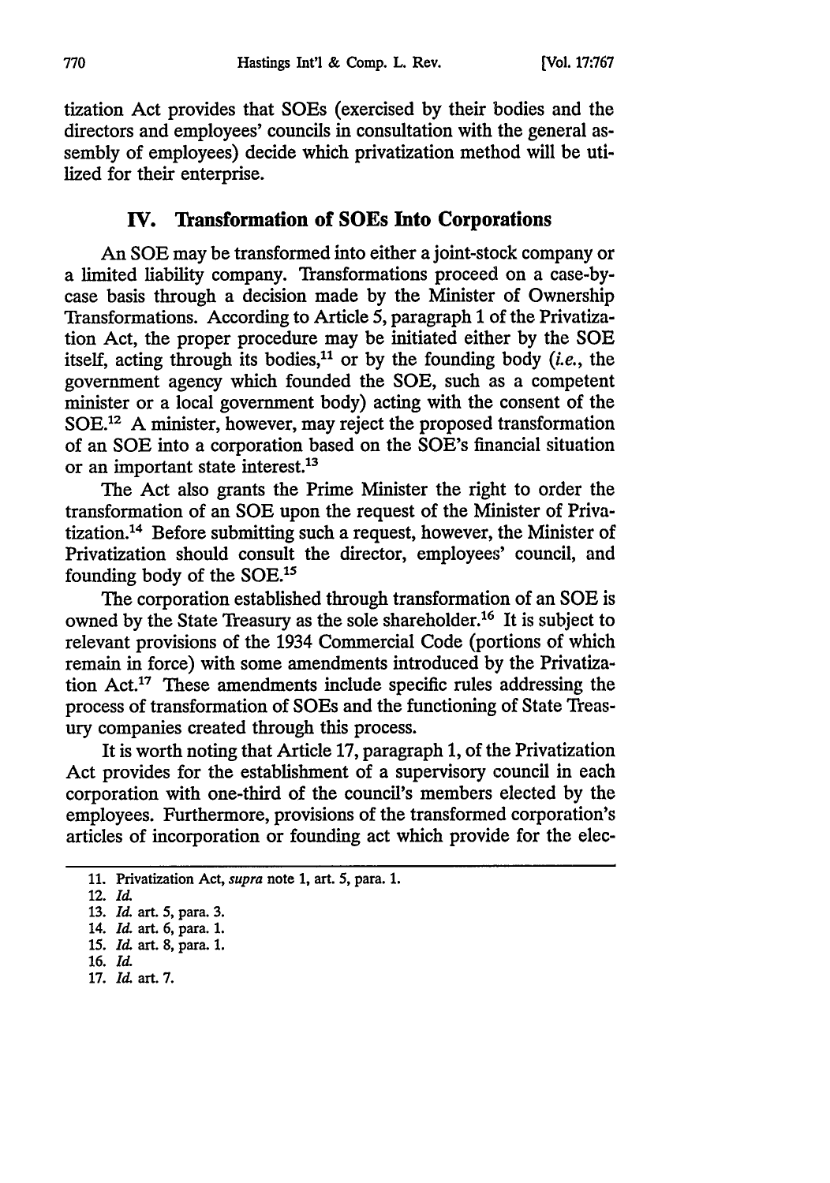tization Act provides that SOEs (exercised by their bodies and the directors and employees' councils in consultation with the general assembly of employees) decide which privatization method will be utilized for their enterprise.

## IV. Transformation of SOEs Into Corporations

An SOE may be transformed into either a joint-stock company or a limited liability company. Transformations proceed on a case-by-case basis through a decision made by the Minister of Ownership Transformations. According to Article 5, paragraph 1 of the Privatization Act, the proper procedure may be initiated either by the SOE itself, acting through its bodies,[11] or by the founding body (*i.e.*, the government agency which founded the SOE, such as a competent minister or a local government body) acting with the consent of the SOE.[12] A minister, however, may reject the proposed transformation of an SOE into a corporation based on the SOE's financial situation or an important state interest.[13]

The Act also grants the Prime Minister the right to order the transformation of an SOE upon the request of the Minister of Privatization.[14] Before submitting such a request, however, the Minister of Privatization should consult the director, employees' council, and founding body of the SOE.[15]

The corporation established through transformation of an SOE is owned by the State Treasury as the sole shareholder.[16] It is subject to relevant provisions of the 1934 Commercial Code (portions of which remain in force) with some amendments introduced by the Privatization Act.[17] These amendments include specific rules addressing the process of transformation of SOEs and the functioning of State Treasury companies created through this process.

It is worth noting that Article 17, paragraph 1, of the Privatization Act provides for the establishment of a supervisory council in each corporation with one-third of the council's members elected by the employees. Furthermore, provisions of the transformed corporation's articles of incorporation or founding act which provide for the elec-

---

11. Privatization Act, *supra* note 1, art. 5, para. 1.
12. *Id.*
13. *Id.* art. 5, para. 3.
14. *Id.* art. 6, para. 1.
15. *Id.* art. 8, para. 1.
16. *Id.*
17. *Id.* art. 7.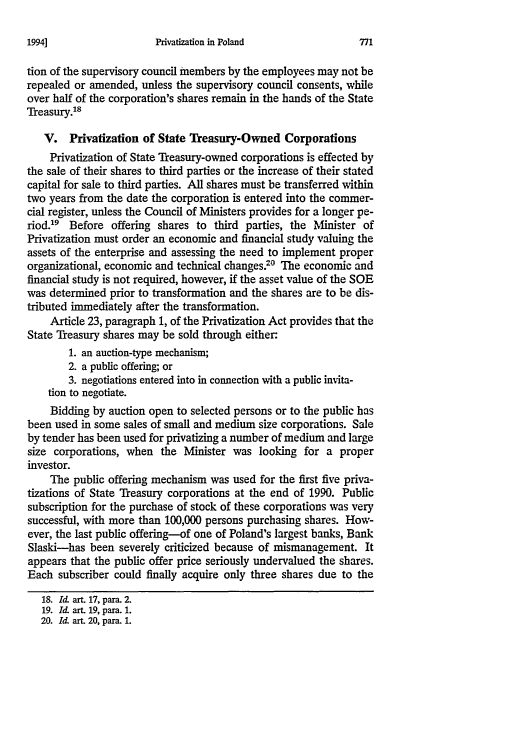tion of the supervisory council members by the employees may not be repealed or amended, unless the supervisory council consents, while over half of the corporation's shares remain in the hands of the State Treasury.[18]

## V. Privatization of State Treasury-Owned Corporations

Privatization of State Treasury-owned corporations is effected by the sale of their shares to third parties or the increase of their stated capital for sale to third parties. All shares must be transferred within two years from the date the corporation is entered into the commercial register, unless the Council of Ministers provides for a longer period.[19] Before offering shares to third parties, the Minister of Privatization must order an economic and financial study valuing the assets of the enterprise and assessing the need to implement proper organizational, economic and technical changes.[20] The economic and financial study is not required, however, if the asset value of the SOE was determined prior to transformation and the shares are to be distributed immediately after the transformation.

Article 23, paragraph 1, of the Privatization Act provides that the State Treasury shares may be sold through either:

1. an auction-type mechanism;
2. a public offering; or
3. negotiations entered into in connection with a public invitation to negotiate.

Bidding by auction open to selected persons or to the public has been used in some sales of small and medium size corporations. Sale by tender has been used for privatizing a number of medium and large size corporations, when the Minister was looking for a proper investor.

The public offering mechanism was used for the first five privatizations of State Treasury corporations at the end of 1990. Public subscription for the purchase of stock of these corporations was very successful, with more than 100,000 persons purchasing shares. However, the last public offering—of one of Poland's largest banks, Bank Slaski—has been severely criticized because of mismanagement. It appears that the public offer price seriously undervalued the shares. Each subscriber could finally acquire only three shares due to the

18. *Id.* art. 17, para. 2.
19. *Id.* art. 19, para. 1.
20. *Id.* art. 20, para. 1.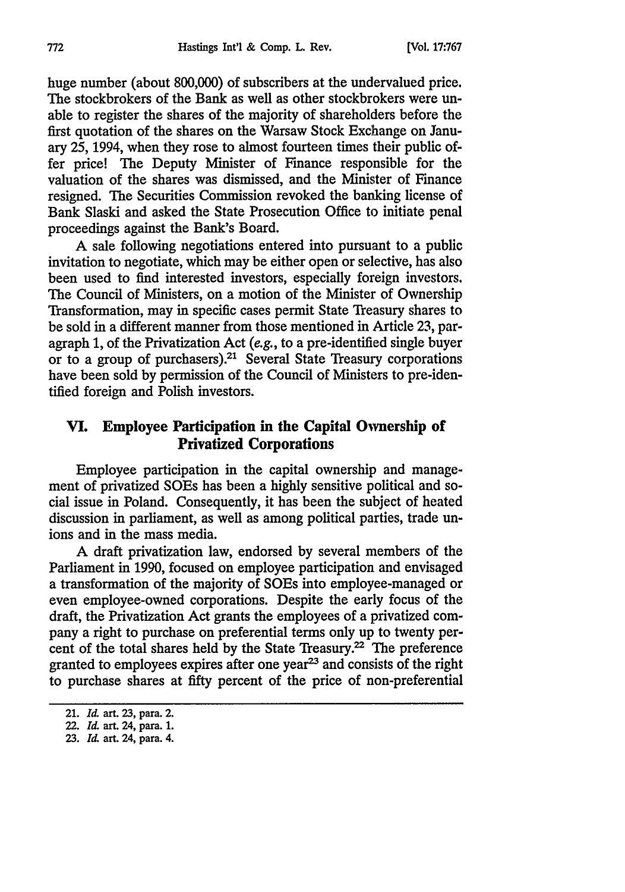huge number (about 800,000) of subscribers at the undervalued price. The stockbrokers of the Bank as well as other stockbrokers were unable to register the shares of the majority of shareholders before the first quotation of the shares on the Warsaw Stock Exchange on January 25, 1994, when they rose to almost fourteen times their public offer price! The Deputy Minister of Finance responsible for the valuation of the shares was dismissed, and the Minister of Finance resigned. The Securities Commission revoked the banking license of Bank Slaski and asked the State Prosecution Office to initiate penal proceedings against the Bank's Board.

A sale following negotiations entered into pursuant to a public invitation to negotiate, which may be either open or selective, has also been used to find interested investors, especially foreign investors. The Council of Ministers, on a motion of the Minister of Ownership Transformation, may in specific cases permit State Treasury shares to be sold in a different manner from those mentioned in Article 23, paragraph 1, of the Privatization Act (*e.g.*, to a pre-identified single buyer or to a group of purchasers).[21] Several State Treasury corporations have been sold by permission of the Council of Ministers to pre-identified foreign and Polish investors.

## VI. Employee Participation in the Capital Ownership of Privatized Corporations

Employee participation in the capital ownership and management of privatized SOEs has been a highly sensitive political and social issue in Poland. Consequently, it has been the subject of heated discussion in parliament, as well as among political parties, trade unions and in the mass media.

A draft privatization law, endorsed by several members of the Parliament in 1990, focused on employee participation and envisaged a transformation of the majority of SOEs into employee-managed or even employee-owned corporations. Despite the early focus of the draft, the Privatization Act grants the employees of a privatized company a right to purchase on preferential terms only up to twenty percent of the total shares held by the State Treasury.[22] The preference granted to employees expires after one year[23] and consists of the right to purchase shares at fifty percent of the price of non-preferential

21. *Id.* art. 23, para. 2.
22. *Id.* art. 24, para. 1.
23. *Id.* art. 24, para. 4.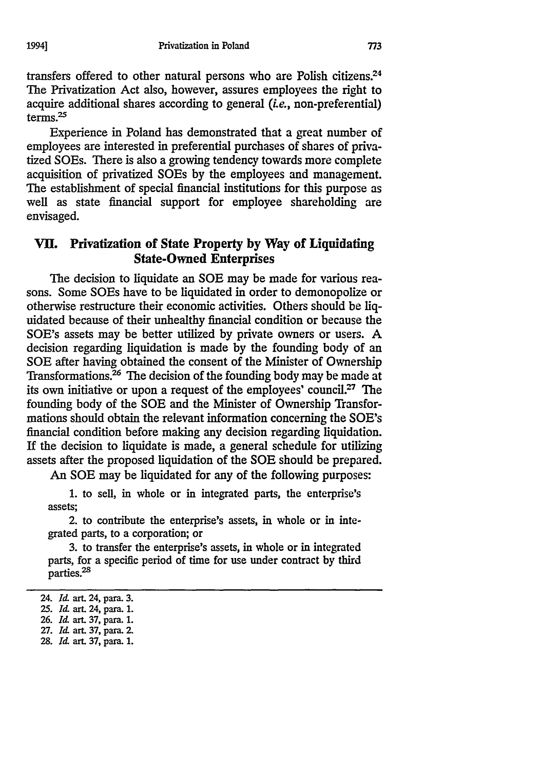transfers offered to other natural persons who are Polish citizens.[24] The Privatization Act also, however, assures employees the right to acquire additional shares according to general (*i.e.*, non-preferential) terms.[25]

Experience in Poland has demonstrated that a great number of employees are interested in preferential purchases of shares of privatized SOEs. There is also a growing tendency towards more complete acquisition of privatized SOEs by the employees and management. The establishment of special financial institutions for this purpose as well as state financial support for employee shareholding are envisaged.

## VII. Privatization of State Property by Way of Liquidating State-Owned Enterprises

The decision to liquidate an SOE may be made for various reasons. Some SOEs have to be liquidated in order to demonopolize or otherwise restructure their economic activities. Others should be liquidated because of their unhealthy financial condition or because the SOE's assets may be better utilized by private owners or users. A decision regarding liquidation is made by the founding body of an SOE after having obtained the consent of the Minister of Ownership Transformations.[26] The decision of the founding body may be made at its own initiative or upon a request of the employees' council.[27] The founding body of the SOE and the Minister of Ownership Transformations should obtain the relevant information concerning the SOE's financial condition before making any decision regarding liquidation. If the decision to liquidate is made, a general schedule for utilizing assets after the proposed liquidation of the SOE should be prepared.

An SOE may be liquidated for any of the following purposes:

1. to sell, in whole or in integrated parts, the enterprise's assets;

2. to contribute the enterprise's assets, in whole or in integrated parts, to a corporation; or

3. to transfer the enterprise's assets, in whole or in integrated parts, for a specific period of time for use under contract by third parties.[28]

---

24. *Id.* art. 24, para. 3.
25. *Id.* art. 24, para. 1.
26. *Id.* art. 37, para. 1.
27. *Id.* art. 37, para. 2.
28. *Id.* art. 37, para. 1.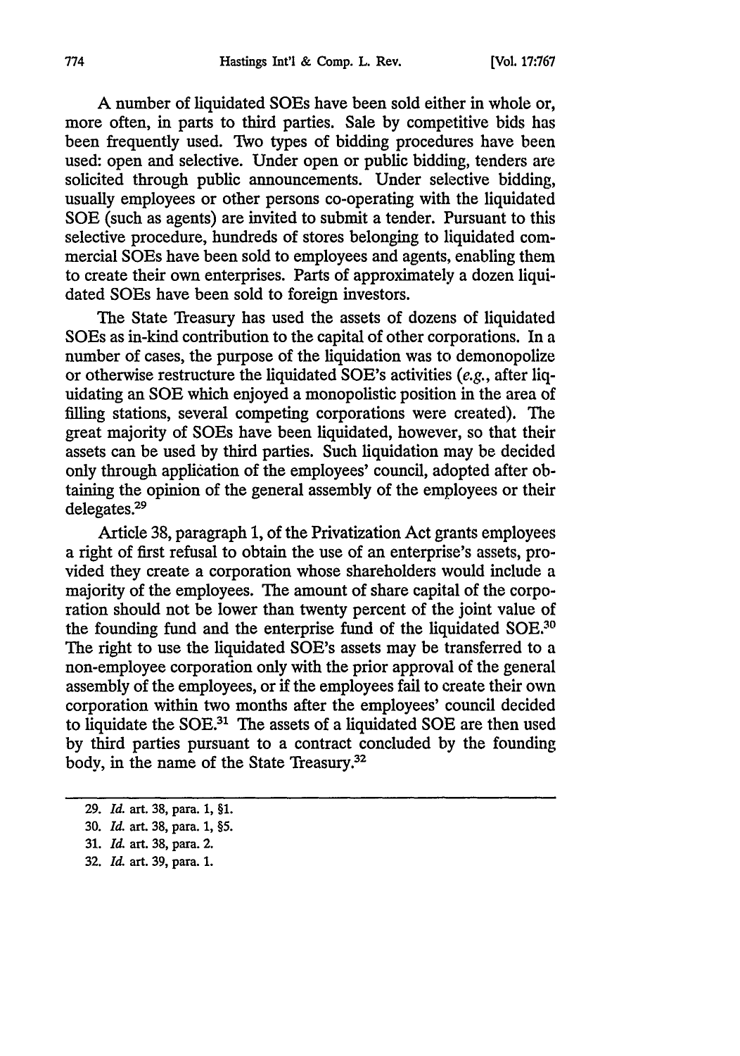A number of liquidated SOEs have been sold either in whole or, more often, in parts to third parties. Sale by competitive bids has been frequently used. Two types of bidding procedures have been used: open and selective. Under open or public bidding, tenders are solicited through public announcements. Under selective bidding, usually employees or other persons co-operating with the liquidated SOE (such as agents) are invited to submit a tender. Pursuant to this selective procedure, hundreds of stores belonging to liquidated commercial SOEs have been sold to employees and agents, enabling them to create their own enterprises. Parts of approximately a dozen liquidated SOEs have been sold to foreign investors.

The State Treasury has used the assets of dozens of liquidated SOEs as in-kind contribution to the capital of other corporations. In a number of cases, the purpose of the liquidation was to demonopolize or otherwise restructure the liquidated SOE's activities (*e.g.*, after liquidating an SOE which enjoyed a monopolistic position in the area of filling stations, several competing corporations were created). The great majority of SOEs have been liquidated, however, so that their assets can be used by third parties. Such liquidation may be decided only through application of the employees' council, adopted after obtaining the opinion of the general assembly of the employees or their delegates.[29]

Article 38, paragraph 1, of the Privatization Act grants employees a right of first refusal to obtain the use of an enterprise's assets, provided they create a corporation whose shareholders would include a majority of the employees. The amount of share capital of the corporation should not be lower than twenty percent of the joint value of the founding fund and the enterprise fund of the liquidated SOE.[30] The right to use the liquidated SOE's assets may be transferred to a non-employee corporation only with the prior approval of the general assembly of the employees, or if the employees fail to create their own corporation within two months after the employees' council decided to liquidate the SOE.[31] The assets of a liquidated SOE are then used by third parties pursuant to a contract concluded by the founding body, in the name of the State Treasury.[32]

---

29. *Id.* art. 38, para. 1, §1.

30. *Id.* art. 38, para. 1, §5.

31. *Id.* art. 38, para. 2.

32. *Id.* art. 39, para. 1.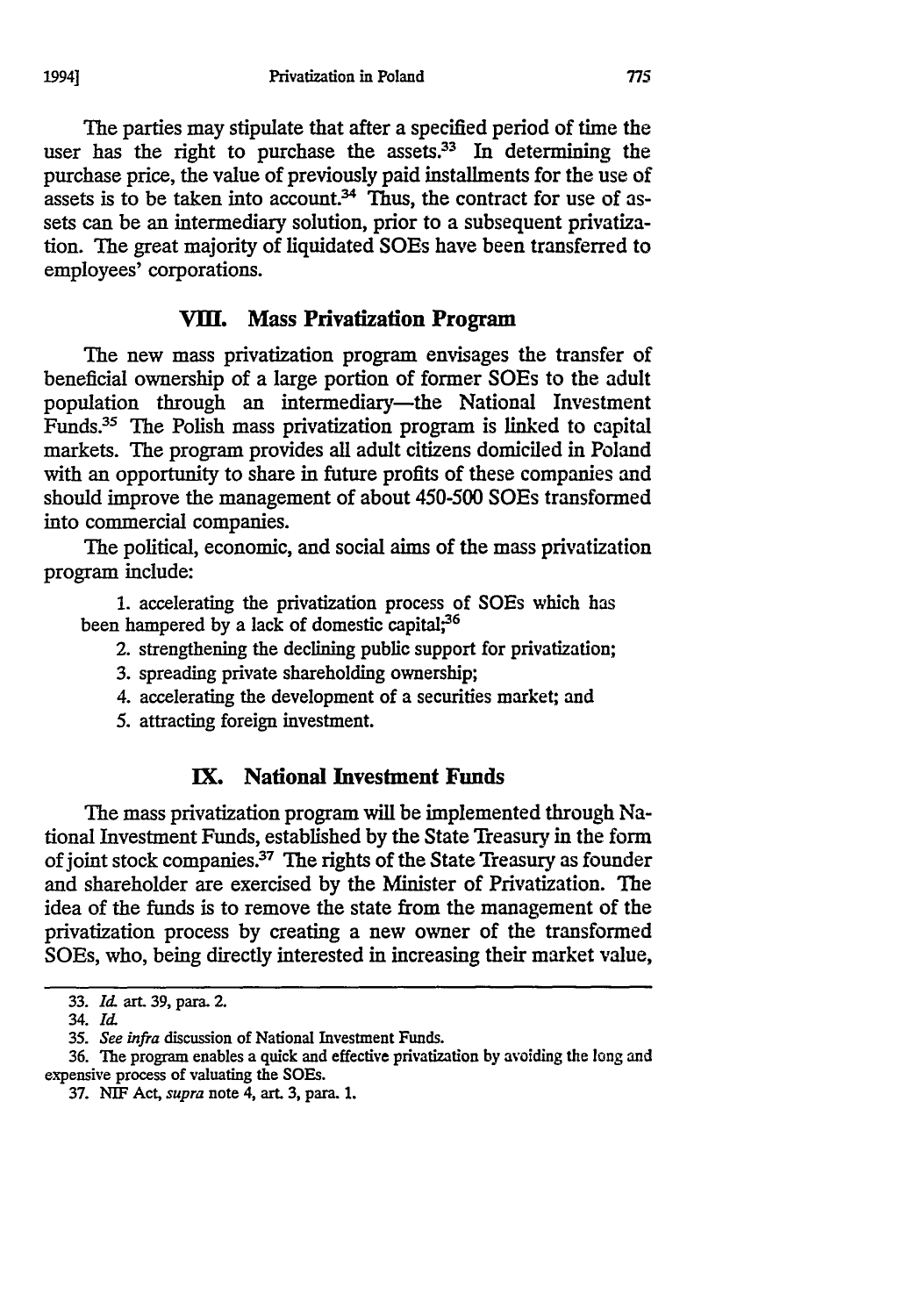The parties may stipulate that after a specified period of time the user has the right to purchase the assets.[33] In determining the purchase price, the value of previously paid installments for the use of assets is to be taken into account.[34] Thus, the contract for use of assets can be an intermediary solution, prior to a subsequent privatization. The great majority of liquidated SOEs have been transferred to employees' corporations.

## VIII. Mass Privatization Program

The new mass privatization program envisages the transfer of beneficial ownership of a large portion of former SOEs to the adult population through an intermediary—the National Investment Funds.[35] The Polish mass privatization program is linked to capital markets. The program provides all adult citizens domiciled in Poland with an opportunity to share in future profits of these companies and should improve the management of about 450-500 SOEs transformed into commercial companies.

The political, economic, and social aims of the mass privatization program include:

1. accelerating the privatization process of SOEs which has been hampered by a lack of domestic capital;[36]
2. strengthening the declining public support for privatization;
3. spreading private shareholding ownership;
4. accelerating the development of a securities market; and
5. attracting foreign investment.

## IX. National Investment Funds

The mass privatization program will be implemented through National Investment Funds, established by the State Treasury in the form of joint stock companies.[37] The rights of the State Treasury as founder and shareholder are exercised by the Minister of Privatization. The idea of the funds is to remove the state from the management of the privatization process by creating a new owner of the transformed SOEs, who, being directly interested in increasing their market value,

---

33. *Id.* art. 39, para. 2.

34. *Id.*

35. *See infra* discussion of National Investment Funds.

36. The program enables a quick and effective privatization by avoiding the long and expensive process of valuating the SOEs.

37. NIF Act, *supra* note 4, art. 3, para. 1.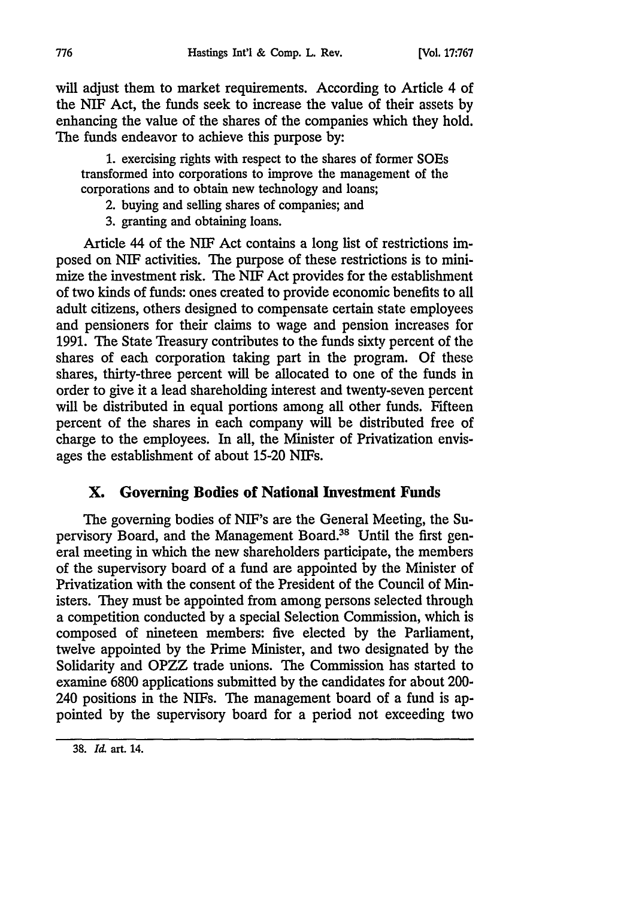will adjust them to market requirements. According to Article 4 of the NIF Act, the funds seek to increase the value of their assets by enhancing the value of the shares of the companies which they hold. The funds endeavor to achieve this purpose by:

1. exercising rights with respect to the shares of former SOEs transformed into corporations to improve the management of the corporations and to obtain new technology and loans;
2. buying and selling shares of companies; and
3. granting and obtaining loans.

Article 44 of the NIF Act contains a long list of restrictions imposed on NIF activities. The purpose of these restrictions is to minimize the investment risk. The NIF Act provides for the establishment of two kinds of funds: ones created to provide economic benefits to all adult citizens, others designed to compensate certain state employees and pensioners for their claims to wage and pension increases for 1991. The State Treasury contributes to the funds sixty percent of the shares of each corporation taking part in the program. Of these shares, thirty-three percent will be allocated to one of the funds in order to give it a lead shareholding interest and twenty-seven percent will be distributed in equal portions among all other funds. Fifteen percent of the shares in each company will be distributed free of charge to the employees. In all, the Minister of Privatization envisages the establishment of about 15-20 NIFs.

## X. Governing Bodies of National Investment Funds

The governing bodies of NIF's are the General Meeting, the Supervisory Board, and the Management Board.[38] Until the first general meeting in which the new shareholders participate, the members of the supervisory board of a fund are appointed by the Minister of Privatization with the consent of the President of the Council of Ministers. They must be appointed from among persons selected through a competition conducted by a special Selection Commission, which is composed of nineteen members: five elected by the Parliament, twelve appointed by the Prime Minister, and two designated by the Solidarity and OPZZ trade unions. The Commission has started to examine 6800 applications submitted by the candidates for about 200-240 positions in the NIFs. The management board of a fund is appointed by the supervisory board for a period not exceeding two

38. *Id.* art. 14.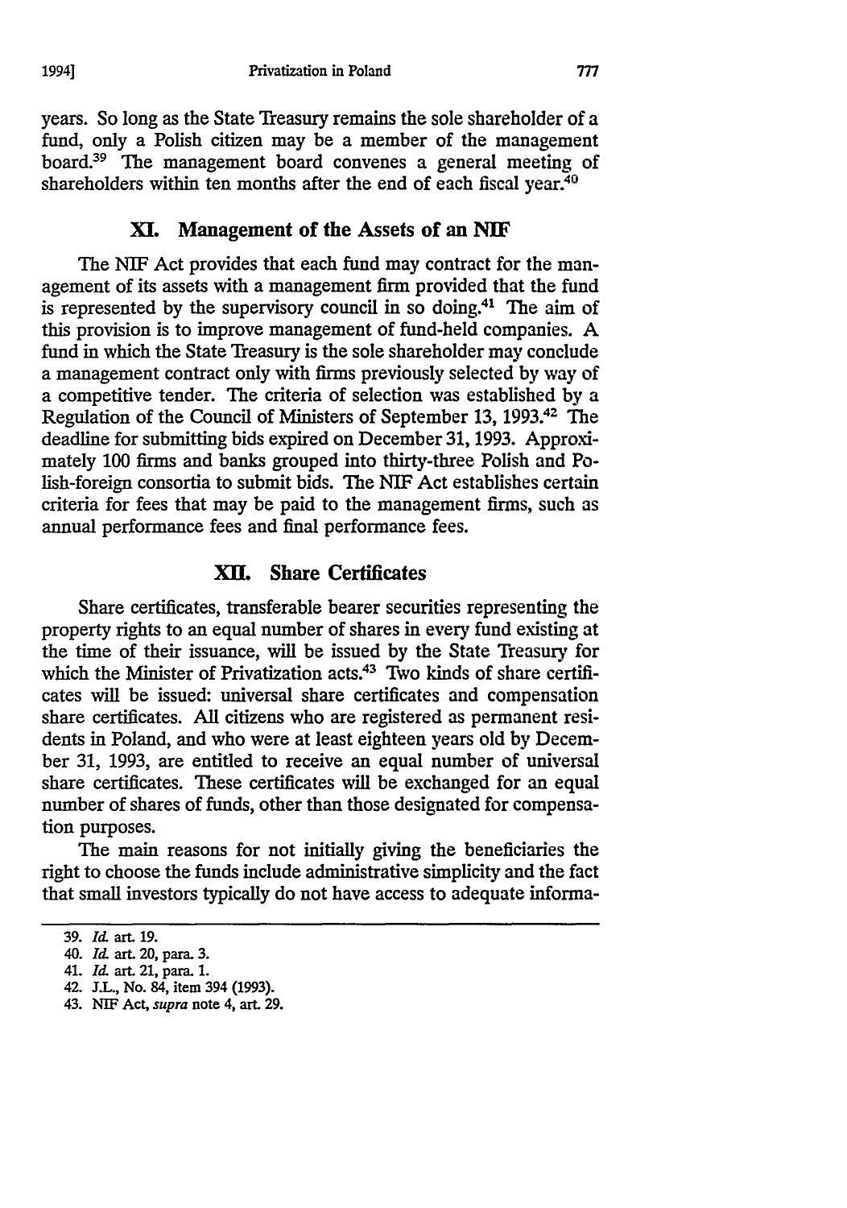years. So long as the State Treasury remains the sole shareholder of a fund, only a Polish citizen may be a member of the management board.[39] The management board convenes a general meeting of shareholders within ten months after the end of each fiscal year.[40]

## XI. Management of the Assets of an NIF

The NIF Act provides that each fund may contract for the management of its assets with a management firm provided that the fund is represented by the supervisory council in so doing.[41] The aim of this provision is to improve management of fund-held companies. A fund in which the State Treasury is the sole shareholder may conclude a management contract only with firms previously selected by way of a competitive tender. The criteria of selection was established by a Regulation of the Council of Ministers of September 13, 1993.[42] The deadline for submitting bids expired on December 31, 1993. Approximately 100 firms and banks grouped into thirty-three Polish and Polish-foreign consortia to submit bids. The NIF Act establishes certain criteria for fees that may be paid to the management firms, such as annual performance fees and final performance fees.

## XII. Share Certificates

Share certificates, transferable bearer securities representing the property rights to an equal number of shares in every fund existing at the time of their issuance, will be issued by the State Treasury for which the Minister of Privatization acts.[43] Two kinds of share certificates will be issued: universal share certificates and compensation share certificates. All citizens who are registered as permanent residents in Poland, and who were at least eighteen years old by December 31, 1993, are entitled to receive an equal number of universal share certificates. These certificates will be exchanged for an equal number of shares of funds, other than those designated for compensation purposes.

The main reasons for not initially giving the beneficiaries the right to choose the funds include administrative simplicity and the fact that small investors typically do not have access to adequate informa-

---

39. *Id.* art. 19.

40. *Id.* art. 20, para. 3.

41. *Id.* art. 21, para. 1.

42. J.L., No. 84, item 394 (1993).

43. NIF Act, *supra* note 4, art. 29.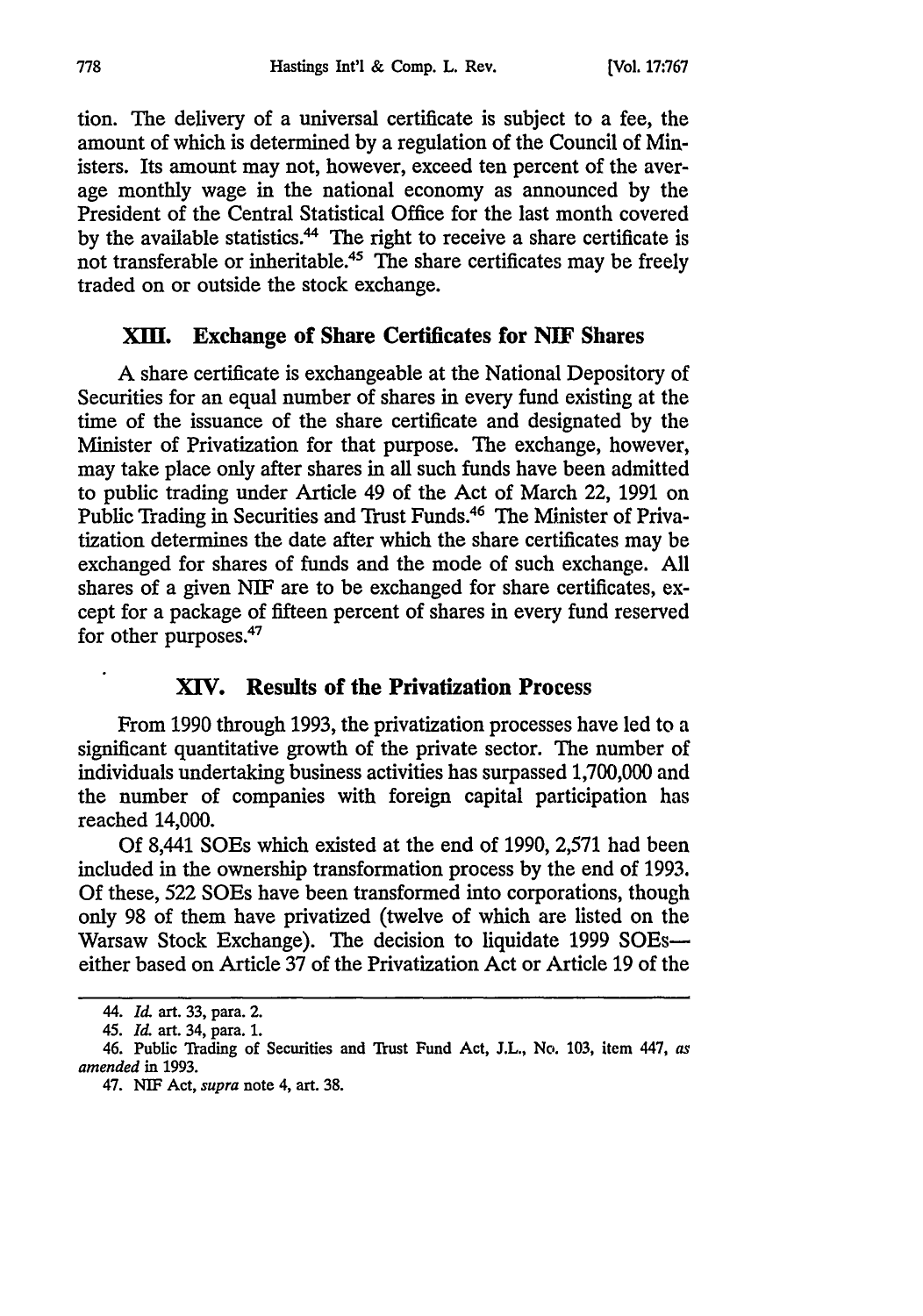tion. The delivery of a universal certificate is subject to a fee, the amount of which is determined by a regulation of the Council of Ministers. Its amount may not, however, exceed ten percent of the average monthly wage in the national economy as announced by the President of the Central Statistical Office for the last month covered by the available statistics.[44] The right to receive a share certificate is not transferable or inheritable.[45] The share certificates may be freely traded on or outside the stock exchange.

## XIII. Exchange of Share Certificates for NIF Shares

A share certificate is exchangeable at the National Depository of Securities for an equal number of shares in every fund existing at the time of the issuance of the share certificate and designated by the Minister of Privatization for that purpose. The exchange, however, may take place only after shares in all such funds have been admitted to public trading under Article 49 of the Act of March 22, 1991 on Public Trading in Securities and Trust Funds.[46] The Minister of Privatization determines the date after which the share certificates may be exchanged for shares of funds and the mode of such exchange. All shares of a given NIF are to be exchanged for share certificates, except for a package of fifteen percent of shares in every fund reserved for other purposes.[47]

## XIV. Results of the Privatization Process

From 1990 through 1993, the privatization processes have led to a significant quantitative growth of the private sector. The number of individuals undertaking business activities has surpassed 1,700,000 and the number of companies with foreign capital participation has reached 14,000.

Of 8,441 SOEs which existed at the end of 1990, 2,571 had been included in the ownership transformation process by the end of 1993. Of these, 522 SOEs have been transformed into corporations, though only 98 of them have privatized (twelve of which are listed on the Warsaw Stock Exchange). The decision to liquidate 1999 SOEs—either based on Article 37 of the Privatization Act or Article 19 of the

---

44. *Id.* art. 33, para. 2.

45. *Id.* art. 34, para. 1.

46. Public Trading of Securities and Trust Fund Act, J.L., No. 103, item 447, *as amended* in 1993.

47. NIF Act, *supra* note 4, art. 38.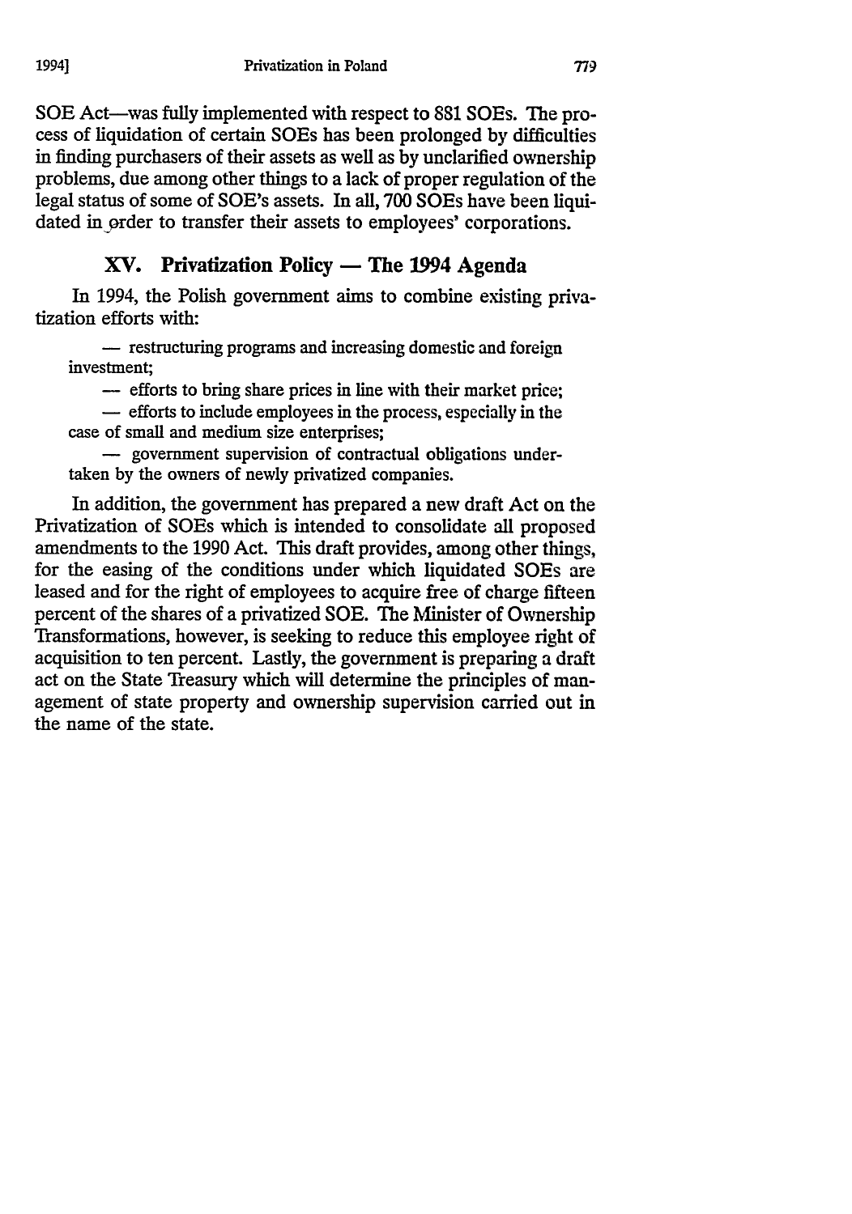SOE Act—was fully implemented with respect to 881 SOEs. The process of liquidation of certain SOEs has been prolonged by difficulties in finding purchasers of their assets as well as by unclarified ownership problems, due among other things to a lack of proper regulation of the legal status of some of SOE's assets. In all, 700 SOEs have been liquidated in order to transfer their assets to employees' corporations.

## XV. Privatization Policy — The 1994 Agenda

In 1994, the Polish government aims to combine existing privatization efforts with:

— restructuring programs and increasing domestic and foreign investment;

— efforts to bring share prices in line with their market price;

— efforts to include employees in the process, especially in the case of small and medium size enterprises;

— government supervision of contractual obligations undertaken by the owners of newly privatized companies.

In addition, the government has prepared a new draft Act on the Privatization of SOEs which is intended to consolidate all proposed amendments to the 1990 Act. This draft provides, among other things, for the easing of the conditions under which liquidated SOEs are leased and for the right of employees to acquire free of charge fifteen percent of the shares of a privatized SOE. The Minister of Ownership Transformations, however, is seeking to reduce this employee right of acquisition to ten percent. Lastly, the government is preparing a draft act on the State Treasury which will determine the principles of management of state property and ownership supervision carried out in the name of the state.